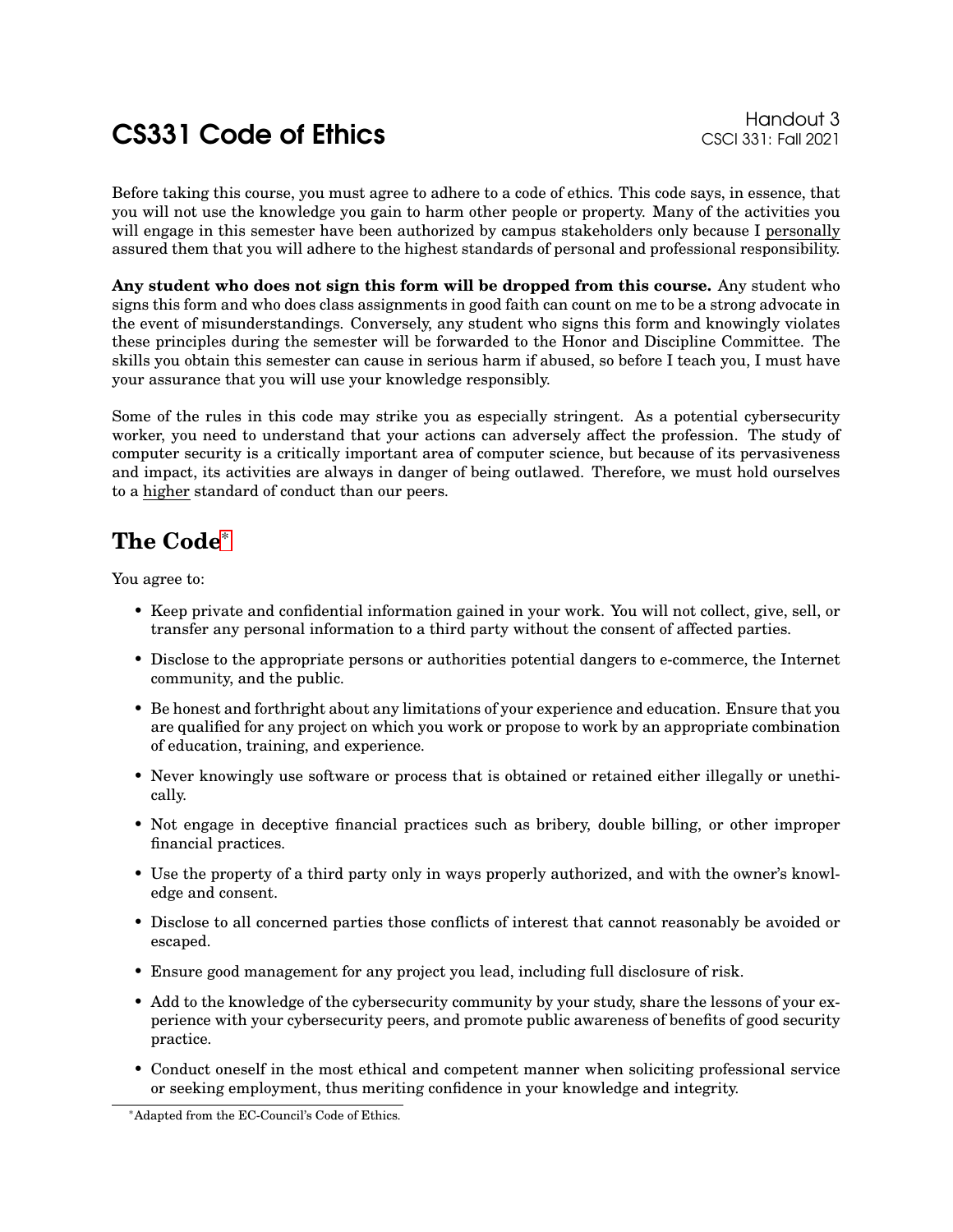# CS331 Code of Ethics

Handout 3
CSCI 331: Fall 2021

Before taking this course, you must agree to adhere to a code of ethics. This code says, in essence, that you will not use the knowledge you gain to harm other people or property. Many of the activities you will engage in this semester have been authorized by campus stakeholders only because I personally assured them that you will adhere to the highest standards of personal and professional responsibility.

**Any student who does not sign this form will be dropped from this course.** Any student who signs this form and who does class assignments in good faith can count on me to be a strong advocate in the event of misunderstandings. Conversely, any student who signs this form and knowingly violates these principles during the semester will be forwarded to the Honor and Discipline Committee. The skills you obtain this semester can cause in serious harm if abused, so before I teach you, I must have your assurance that you will use your knowledge responsibly.

Some of the rules in this code may strike you as especially stringent. As a potential cybersecurity worker, you need to understand that your actions can adversely affect the profession. The study of computer security is a critically important area of computer science, but because of its pervasiveness and impact, its activities are always in danger of being outlawed. Therefore, we must hold ourselves to a higher standard of conduct than our peers.

## The Code*

You agree to:

- Keep private and confidential information gained in your work. You will not collect, give, sell, or transfer any personal information to a third party without the consent of affected parties.
- Disclose to the appropriate persons or authorities potential dangers to e-commerce, the Internet community, and the public.
- Be honest and forthright about any limitations of your experience and education. Ensure that you are qualified for any project on which you work or propose to work by an appropriate combination of education, training, and experience.
- Never knowingly use software or process that is obtained or retained either illegally or unethically.
- Not engage in deceptive financial practices such as bribery, double billing, or other improper financial practices.
- Use the property of a third party only in ways properly authorized, and with the owner's knowledge and consent.
- Disclose to all concerned parties those conflicts of interest that cannot reasonably be avoided or escaped.
- Ensure good management for any project you lead, including full disclosure of risk.
- Add to the knowledge of the cybersecurity community by your study, share the lessons of your experience with your cybersecurity peers, and promote public awareness of benefits of good security practice.
- Conduct oneself in the most ethical and competent manner when soliciting professional service or seeking employment, thus meriting confidence in your knowledge and integrity.

*Adapted from the EC-Council's Code of Ethics.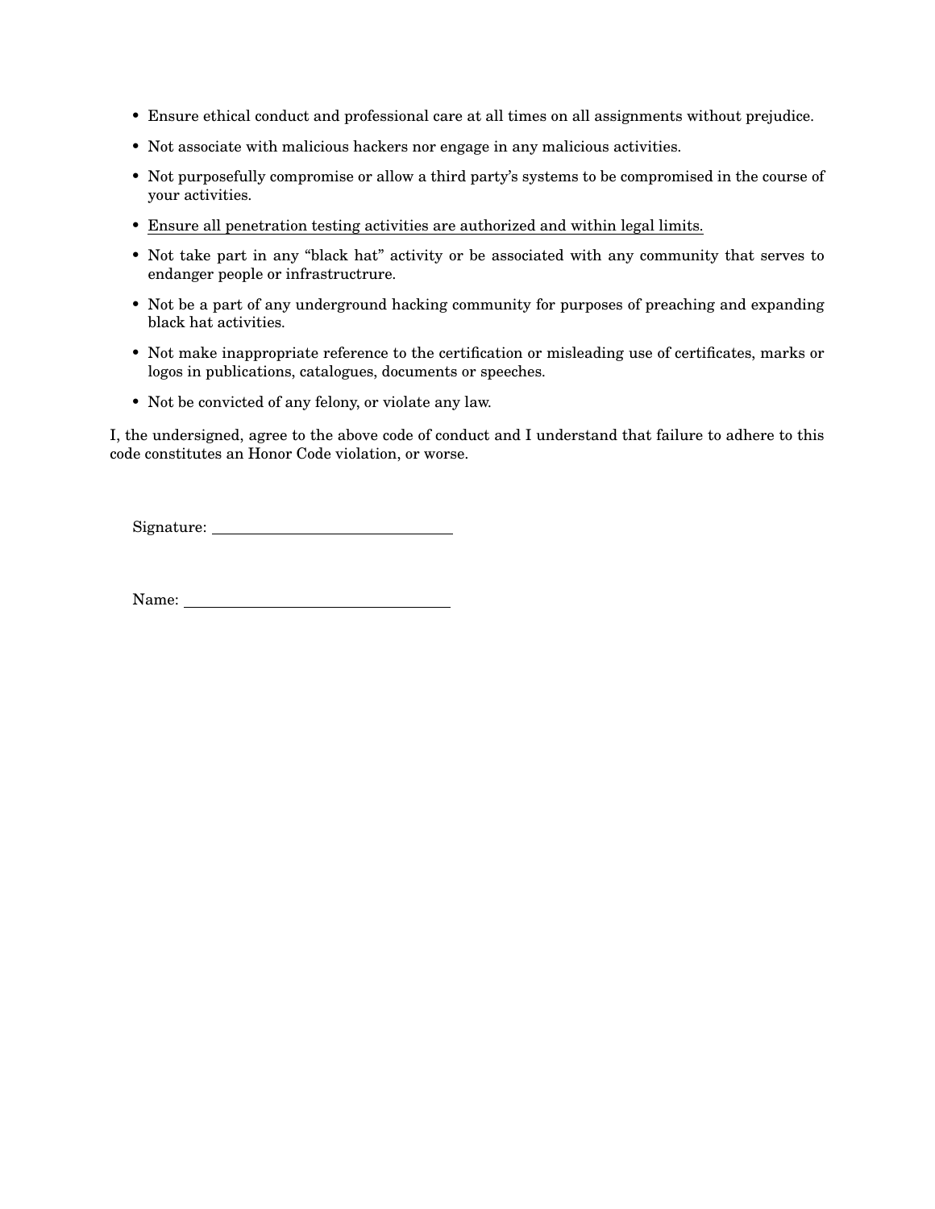- Ensure ethical conduct and professional care at all times on all assignments without prejudice.
- Not associate with malicious hackers nor engage in any malicious activities.
- Not purposefully compromise or allow a third party's systems to be compromised in the course of your activities.
- <u>Ensure all penetration testing activities are authorized and within legal limits.</u>
- Not take part in any "black hat" activity or be associated with any community that serves to endanger people or infrastructrure.
- Not be a part of any underground hacking community for purposes of preaching and expanding black hat activities.
- Not make inappropriate reference to the certification or misleading use of certificates, marks or logos in publications, catalogues, documents or speeches.
- Not be convicted of any felony, or violate any law.

I, the undersigned, agree to the above code of conduct and I understand that failure to adhere to this code constitutes an Honor Code violation, or worse.

Signature: ______________________________

Name: ________________________________